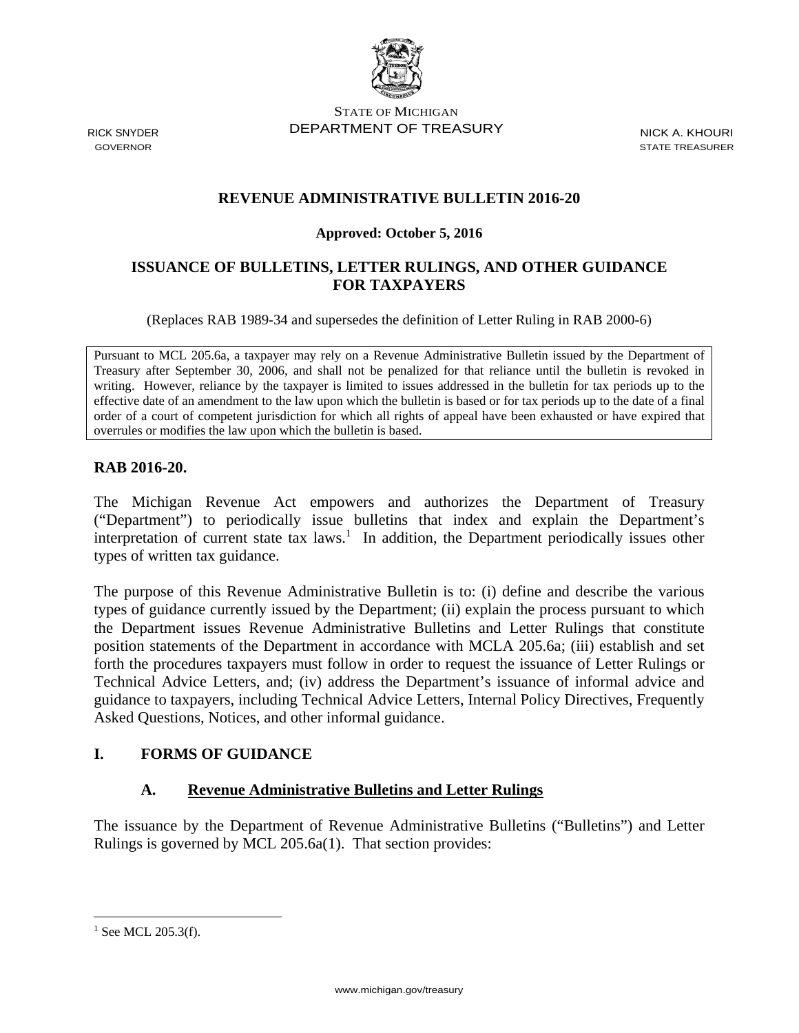STATE OF MICHIGAN
DEPARTMENT OF TREASURY

RICK SNYDER
GOVERNOR

NICK A. KHOURI
STATE TREASURER

## REVENUE ADMINISTRATIVE BULLETIN 2016-20

**Approved: October 5, 2016**

## ISSUANCE OF BULLETINS, LETTER RULINGS, AND OTHER GUIDANCE FOR TAXPAYERS

(Replaces RAB 1989-34 and supersedes the definition of Letter Ruling in RAB 2000-6)

> Pursuant to MCL 205.6a, a taxpayer may rely on a Revenue Administrative Bulletin issued by the Department of Treasury after September 30, 2006, and shall not be penalized for that reliance until the bulletin is revoked in writing. However, reliance by the taxpayer is limited to issues addressed in the bulletin for tax periods up to the effective date of an amendment to the law upon which the bulletin is based or for tax periods up to the date of a final order of a court of competent jurisdiction for which all rights of appeal have been exhausted or have expired that overrules or modifies the law upon which the bulletin is based.

**RAB 2016-20.**

The Michigan Revenue Act empowers and authorizes the Department of Treasury ("Department") to periodically issue bulletins that index and explain the Department's interpretation of current state tax laws.[1] In addition, the Department periodically issues other types of written tax guidance.

The purpose of this Revenue Administrative Bulletin is to: (i) define and describe the various types of guidance currently issued by the Department; (ii) explain the process pursuant to which the Department issues Revenue Administrative Bulletins and Letter Rulings that constitute position statements of the Department in accordance with MCLA 205.6a; (iii) establish and set forth the procedures taxpayers must follow in order to request the issuance of Letter Rulings or Technical Advice Letters, and; (iv) address the Department's issuance of informal advice and guidance to taxpayers, including Technical Advice Letters, Internal Policy Directives, Frequently Asked Questions, Notices, and other informal guidance.

## I. FORMS OF GUIDANCE

### A. Revenue Administrative Bulletins and Letter Rulings

The issuance by the Department of Revenue Administrative Bulletins ("Bulletins") and Letter Rulings is governed by MCL 205.6a(1). That section provides:

---

[1] See MCL 205.3(f).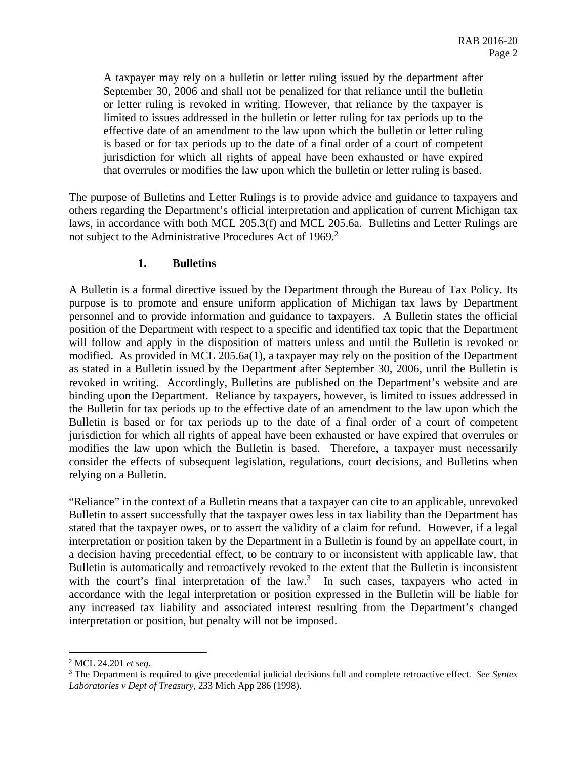> A taxpayer may rely on a bulletin or letter ruling issued by the department after September 30, 2006 and shall not be penalized for that reliance until the bulletin or letter ruling is revoked in writing. However, that reliance by the taxpayer is limited to issues addressed in the bulletin or letter ruling for tax periods up to the effective date of an amendment to the law upon which the bulletin or letter ruling is based or for tax periods up to the date of a final order of a court of competent jurisdiction for which all rights of appeal have been exhausted or have expired that overrules or modifies the law upon which the bulletin or letter ruling is based.

The purpose of Bulletins and Letter Rulings is to provide advice and guidance to taxpayers and others regarding the Department's official interpretation and application of current Michigan tax laws, in accordance with both MCL 205.3(f) and MCL 205.6a. Bulletins and Letter Rulings are not subject to the Administrative Procedures Act of 1969.[2]

### 1. Bulletins

A Bulletin is a formal directive issued by the Department through the Bureau of Tax Policy. Its purpose is to promote and ensure uniform application of Michigan tax laws by Department personnel and to provide information and guidance to taxpayers. A Bulletin states the official position of the Department with respect to a specific and identified tax topic that the Department will follow and apply in the disposition of matters unless and until the Bulletin is revoked or modified. As provided in MCL 205.6a(1), a taxpayer may rely on the position of the Department as stated in a Bulletin issued by the Department after September 30, 2006, until the Bulletin is revoked in writing. Accordingly, Bulletins are published on the Department's website and are binding upon the Department. Reliance by taxpayers, however, is limited to issues addressed in the Bulletin for tax periods up to the effective date of an amendment to the law upon which the Bulletin is based or for tax periods up to the date of a final order of a court of competent jurisdiction for which all rights of appeal have been exhausted or have expired that overrules or modifies the law upon which the Bulletin is based. Therefore, a taxpayer must necessarily consider the effects of subsequent legislation, regulations, court decisions, and Bulletins when relying on a Bulletin.

"Reliance" in the context of a Bulletin means that a taxpayer can cite to an applicable, unrevoked Bulletin to assert successfully that the taxpayer owes less in tax liability than the Department has stated that the taxpayer owes, or to assert the validity of a claim for refund. However, if a legal interpretation or position taken by the Department in a Bulletin is found by an appellate court, in a decision having precedential effect, to be contrary to or inconsistent with applicable law, that Bulletin is automatically and retroactively revoked to the extent that the Bulletin is inconsistent with the court's final interpretation of the law.[3] In such cases, taxpayers who acted in accordance with the legal interpretation or position expressed in the Bulletin will be liable for any increased tax liability and associated interest resulting from the Department's changed interpretation or position, but penalty will not be imposed.

---

[2] MCL 24.201 *et seq*.

[3] The Department is required to give precedential judicial decisions full and complete retroactive effect. *See Syntex Laboratories v Dept of Treasury*, 233 Mich App 286 (1998).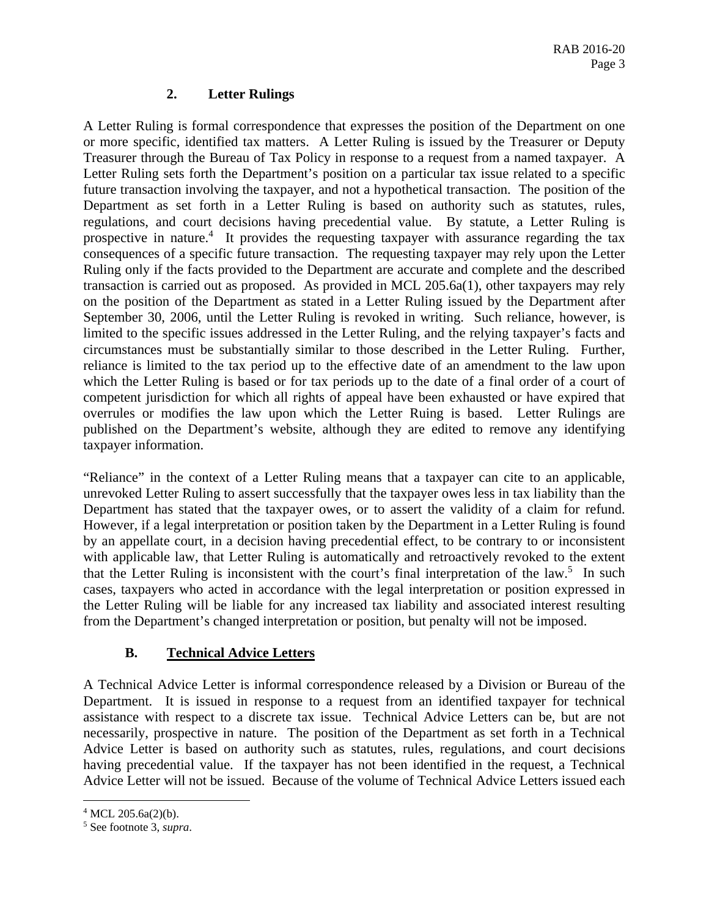### 2. Letter Rulings

A Letter Ruling is formal correspondence that expresses the position of the Department on one or more specific, identified tax matters. A Letter Ruling is issued by the Treasurer or Deputy Treasurer through the Bureau of Tax Policy in response to a request from a named taxpayer. A Letter Ruling sets forth the Department's position on a particular tax issue related to a specific future transaction involving the taxpayer, and not a hypothetical transaction. The position of the Department as set forth in a Letter Ruling is based on authority such as statutes, rules, regulations, and court decisions having precedential value. By statute, a Letter Ruling is prospective in nature.[4] It provides the requesting taxpayer with assurance regarding the tax consequences of a specific future transaction. The requesting taxpayer may rely upon the Letter Ruling only if the facts provided to the Department are accurate and complete and the described transaction is carried out as proposed. As provided in MCL 205.6a(1), other taxpayers may rely on the position of the Department as stated in a Letter Ruling issued by the Department after September 30, 2006, until the Letter Ruling is revoked in writing. Such reliance, however, is limited to the specific issues addressed in the Letter Ruling, and the relying taxpayer's facts and circumstances must be substantially similar to those described in the Letter Ruling. Further, reliance is limited to the tax period up to the effective date of an amendment to the law upon which the Letter Ruling is based or for tax periods up to the date of a final order of a court of competent jurisdiction for which all rights of appeal have been exhausted or have expired that overrules or modifies the law upon which the Letter Ruing is based. Letter Rulings are published on the Department's website, although they are edited to remove any identifying taxpayer information.

"Reliance" in the context of a Letter Ruling means that a taxpayer can cite to an applicable, unrevoked Letter Ruling to assert successfully that the taxpayer owes less in tax liability than the Department has stated that the taxpayer owes, or to assert the validity of a claim for refund. However, if a legal interpretation or position taken by the Department in a Letter Ruling is found by an appellate court, in a decision having precedential effect, to be contrary to or inconsistent with applicable law, that Letter Ruling is automatically and retroactively revoked to the extent that the Letter Ruling is inconsistent with the court's final interpretation of the law.[5] In such cases, taxpayers who acted in accordance with the legal interpretation or position expressed in the Letter Ruling will be liable for any increased tax liability and associated interest resulting from the Department's changed interpretation or position, but penalty will not be imposed.

## B. Technical Advice Letters

A Technical Advice Letter is informal correspondence released by a Division or Bureau of the Department. It is issued in response to a request from an identified taxpayer for technical assistance with respect to a discrete tax issue. Technical Advice Letters can be, but are not necessarily, prospective in nature. The position of the Department as set forth in a Technical Advice Letter is based on authority such as statutes, rules, regulations, and court decisions having precedential value. If the taxpayer has not been identified in the request, a Technical Advice Letter will not be issued. Because of the volume of Technical Advice Letters issued each

---

[4] MCL 205.6a(2)(b).

[5] See footnote 3, *supra*.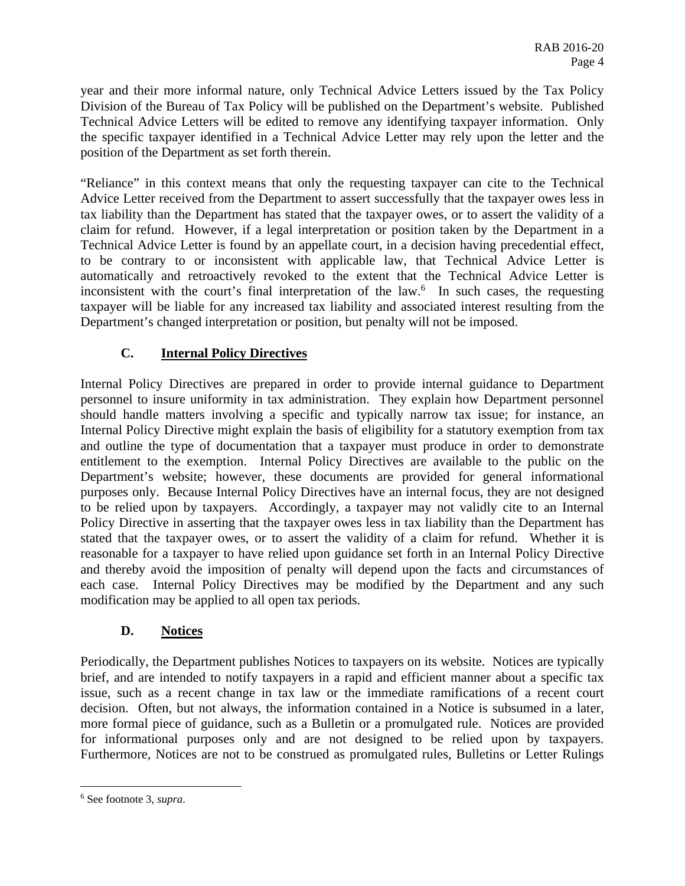year and their more informal nature, only Technical Advice Letters issued by the Tax Policy Division of the Bureau of Tax Policy will be published on the Department's website. Published Technical Advice Letters will be edited to remove any identifying taxpayer information. Only the specific taxpayer identified in a Technical Advice Letter may rely upon the letter and the position of the Department as set forth therein.

"Reliance" in this context means that only the requesting taxpayer can cite to the Technical Advice Letter received from the Department to assert successfully that the taxpayer owes less in tax liability than the Department has stated that the taxpayer owes, or to assert the validity of a claim for refund. However, if a legal interpretation or position taken by the Department in a Technical Advice Letter is found by an appellate court, in a decision having precedential effect, to be contrary to or inconsistent with applicable law, that Technical Advice Letter is automatically and retroactively revoked to the extent that the Technical Advice Letter is inconsistent with the court's final interpretation of the law.[6] In such cases, the requesting taxpayer will be liable for any increased tax liability and associated interest resulting from the Department's changed interpretation or position, but penalty will not be imposed.

### C. Internal Policy Directives

Internal Policy Directives are prepared in order to provide internal guidance to Department personnel to insure uniformity in tax administration. They explain how Department personnel should handle matters involving a specific and typically narrow tax issue; for instance, an Internal Policy Directive might explain the basis of eligibility for a statutory exemption from tax and outline the type of documentation that a taxpayer must produce in order to demonstrate entitlement to the exemption. Internal Policy Directives are available to the public on the Department's website; however, these documents are provided for general informational purposes only. Because Internal Policy Directives have an internal focus, they are not designed to be relied upon by taxpayers. Accordingly, a taxpayer may not validly cite to an Internal Policy Directive in asserting that the taxpayer owes less in tax liability than the Department has stated that the taxpayer owes, or to assert the validity of a claim for refund. Whether it is reasonable for a taxpayer to have relied upon guidance set forth in an Internal Policy Directive and thereby avoid the imposition of penalty will depend upon the facts and circumstances of each case. Internal Policy Directives may be modified by the Department and any such modification may be applied to all open tax periods.

### D. Notices

Periodically, the Department publishes Notices to taxpayers on its website. Notices are typically brief, and are intended to notify taxpayers in a rapid and efficient manner about a specific tax issue, such as a recent change in tax law or the immediate ramifications of a recent court decision. Often, but not always, the information contained in a Notice is subsumed in a later, more formal piece of guidance, such as a Bulletin or a promulgated rule. Notices are provided for informational purposes only and are not designed to be relied upon by taxpayers. Furthermore, Notices are not to be construed as promulgated rules, Bulletins or Letter Rulings

[6] See footnote 3, *supra*.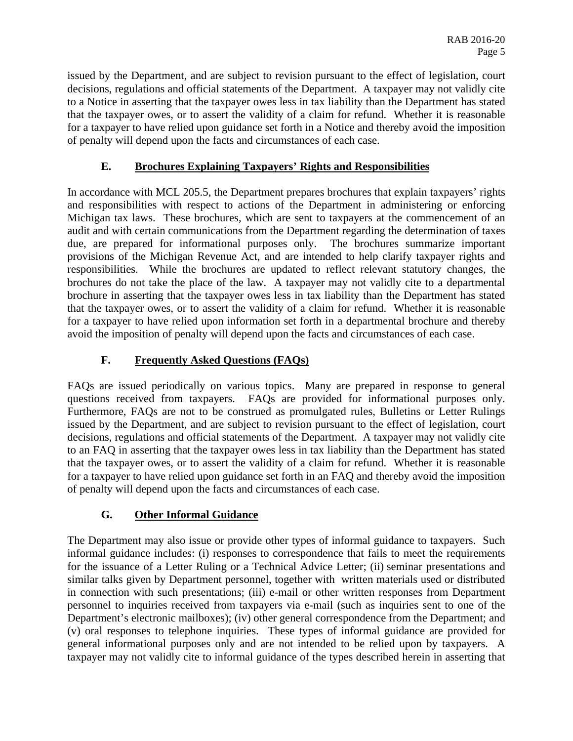issued by the Department, and are subject to revision pursuant to the effect of legislation, court decisions, regulations and official statements of the Department. A taxpayer may not validly cite to a Notice in asserting that the taxpayer owes less in tax liability than the Department has stated that the taxpayer owes, or to assert the validity of a claim for refund. Whether it is reasonable for a taxpayer to have relied upon guidance set forth in a Notice and thereby avoid the imposition of penalty will depend upon the facts and circumstances of each case.

### E. Brochures Explaining Taxpayers' Rights and Responsibilities

In accordance with MCL 205.5, the Department prepares brochures that explain taxpayers' rights and responsibilities with respect to actions of the Department in administering or enforcing Michigan tax laws. These brochures, which are sent to taxpayers at the commencement of an audit and with certain communications from the Department regarding the determination of taxes due, are prepared for informational purposes only. The brochures summarize important provisions of the Michigan Revenue Act, and are intended to help clarify taxpayer rights and responsibilities. While the brochures are updated to reflect relevant statutory changes, the brochures do not take the place of the law. A taxpayer may not validly cite to a departmental brochure in asserting that the taxpayer owes less in tax liability than the Department has stated that the taxpayer owes, or to assert the validity of a claim for refund. Whether it is reasonable for a taxpayer to have relied upon information set forth in a departmental brochure and thereby avoid the imposition of penalty will depend upon the facts and circumstances of each case.

### F. Frequently Asked Questions (FAQs)

FAQs are issued periodically on various topics. Many are prepared in response to general questions received from taxpayers. FAQs are provided for informational purposes only. Furthermore, FAQs are not to be construed as promulgated rules, Bulletins or Letter Rulings issued by the Department, and are subject to revision pursuant to the effect of legislation, court decisions, regulations and official statements of the Department. A taxpayer may not validly cite to an FAQ in asserting that the taxpayer owes less in tax liability than the Department has stated that the taxpayer owes, or to assert the validity of a claim for refund. Whether it is reasonable for a taxpayer to have relied upon guidance set forth in an FAQ and thereby avoid the imposition of penalty will depend upon the facts and circumstances of each case.

### G. Other Informal Guidance

The Department may also issue or provide other types of informal guidance to taxpayers. Such informal guidance includes: (i) responses to correspondence that fails to meet the requirements for the issuance of a Letter Ruling or a Technical Advice Letter; (ii) seminar presentations and similar talks given by Department personnel, together with written materials used or distributed in connection with such presentations; (iii) e-mail or other written responses from Department personnel to inquiries received from taxpayers via e-mail (such as inquiries sent to one of the Department's electronic mailboxes); (iv) other general correspondence from the Department; and (v) oral responses to telephone inquiries. These types of informal guidance are provided for general informational purposes only and are not intended to be relied upon by taxpayers. A taxpayer may not validly cite to informal guidance of the types described herein in asserting that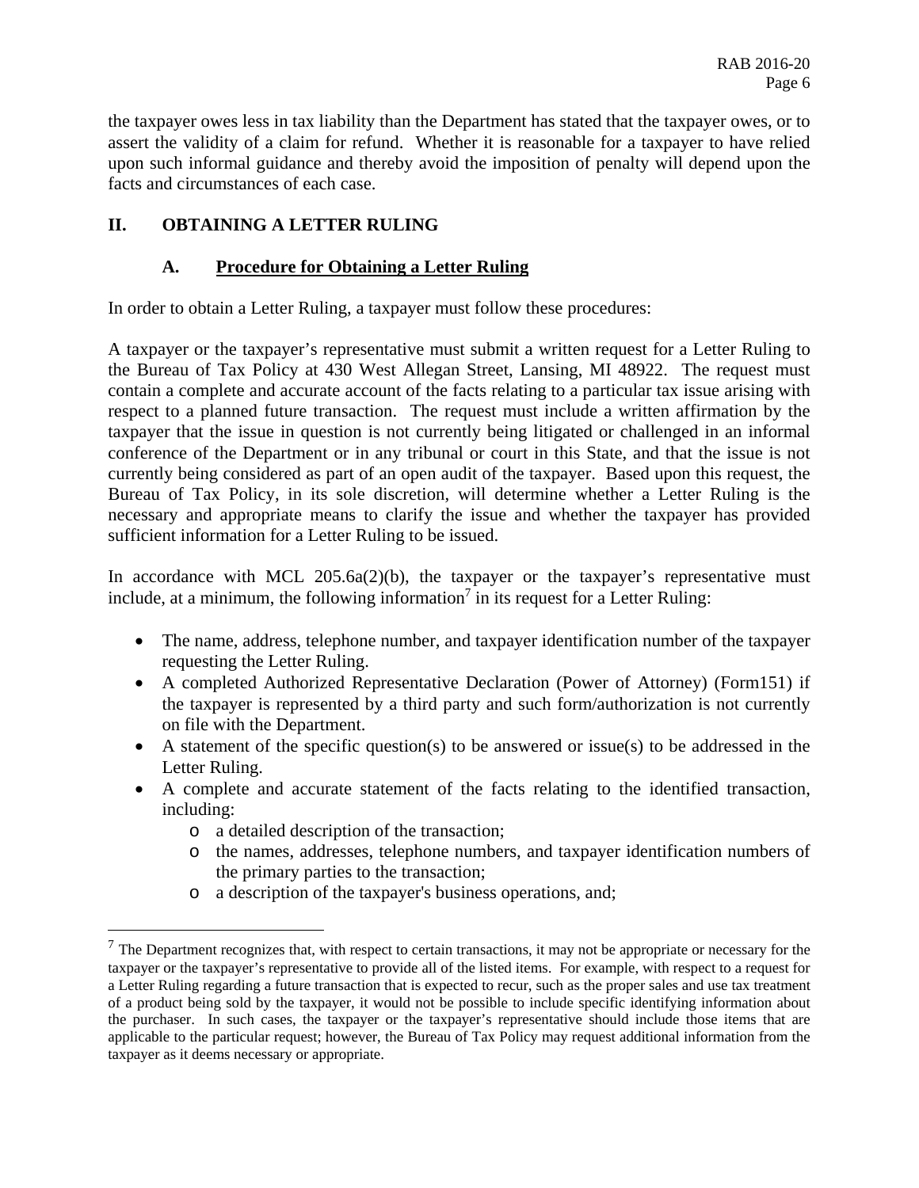the taxpayer owes less in tax liability than the Department has stated that the taxpayer owes, or to assert the validity of a claim for refund. Whether it is reasonable for a taxpayer to have relied upon such informal guidance and thereby avoid the imposition of penalty will depend upon the facts and circumstances of each case.

## II. OBTAINING A LETTER RULING

### A. Procedure for Obtaining a Letter Ruling

In order to obtain a Letter Ruling, a taxpayer must follow these procedures:

A taxpayer or the taxpayer's representative must submit a written request for a Letter Ruling to the Bureau of Tax Policy at 430 West Allegan Street, Lansing, MI 48922. The request must contain a complete and accurate account of the facts relating to a particular tax issue arising with respect to a planned future transaction. The request must include a written affirmation by the taxpayer that the issue in question is not currently being litigated or challenged in an informal conference of the Department or in any tribunal or court in this State, and that the issue is not currently being considered as part of an open audit of the taxpayer. Based upon this request, the Bureau of Tax Policy, in its sole discretion, will determine whether a Letter Ruling is the necessary and appropriate means to clarify the issue and whether the taxpayer has provided sufficient information for a Letter Ruling to be issued.

In accordance with MCL 205.6a(2)(b), the taxpayer or the taxpayer's representative must include, at a minimum, the following information[7] in its request for a Letter Ruling:

- The name, address, telephone number, and taxpayer identification number of the taxpayer requesting the Letter Ruling.
- A completed Authorized Representative Declaration (Power of Attorney) (Form151) if the taxpayer is represented by a third party and such form/authorization is not currently on file with the Department.
- A statement of the specific question(s) to be answered or issue(s) to be addressed in the Letter Ruling.
- A complete and accurate statement of the facts relating to the identified transaction, including:
    - a detailed description of the transaction;
    - the names, addresses, telephone numbers, and taxpayer identification numbers of the primary parties to the transaction;
    - a description of the taxpayer's business operations, and;

[7] The Department recognizes that, with respect to certain transactions, it may not be appropriate or necessary for the taxpayer or the taxpayer's representative to provide all of the listed items. For example, with respect to a request for a Letter Ruling regarding a future transaction that is expected to recur, such as the proper sales and use tax treatment of a product being sold by the taxpayer, it would not be possible to include specific identifying information about the purchaser. In such cases, the taxpayer or the taxpayer's representative should include those items that are applicable to the particular request; however, the Bureau of Tax Policy may request additional information from the taxpayer as it deems necessary or appropriate.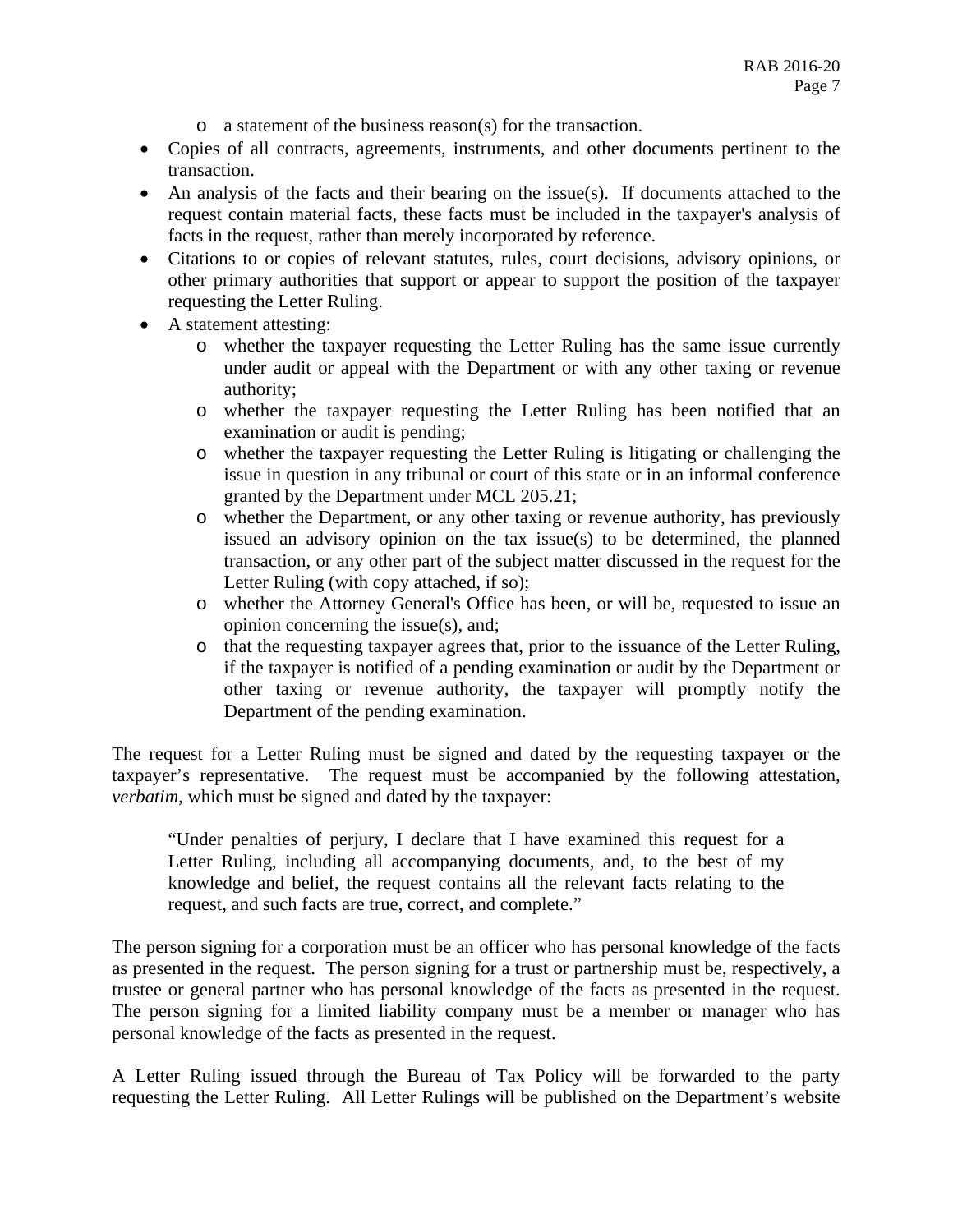- a statement of the business reason(s) for the transaction.
- Copies of all contracts, agreements, instruments, and other documents pertinent to the transaction.
- An analysis of the facts and their bearing on the issue(s). If documents attached to the request contain material facts, these facts must be included in the taxpayer's analysis of facts in the request, rather than merely incorporated by reference.
- Citations to or copies of relevant statutes, rules, court decisions, advisory opinions, or other primary authorities that support or appear to support the position of the taxpayer requesting the Letter Ruling.
- A statement attesting:
    - whether the taxpayer requesting the Letter Ruling has the same issue currently under audit or appeal with the Department or with any other taxing or revenue authority;
    - whether the taxpayer requesting the Letter Ruling has been notified that an examination or audit is pending;
    - whether the taxpayer requesting the Letter Ruling is litigating or challenging the issue in question in any tribunal or court of this state or in an informal conference granted by the Department under MCL 205.21;
    - whether the Department, or any other taxing or revenue authority, has previously issued an advisory opinion on the tax issue(s) to be determined, the planned transaction, or any other part of the subject matter discussed in the request for the Letter Ruling (with copy attached, if so);
    - whether the Attorney General's Office has been, or will be, requested to issue an opinion concerning the issue(s), and;
    - that the requesting taxpayer agrees that, prior to the issuance of the Letter Ruling, if the taxpayer is notified of a pending examination or audit by the Department or other taxing or revenue authority, the taxpayer will promptly notify the Department of the pending examination.

The request for a Letter Ruling must be signed and dated by the requesting taxpayer or the taxpayer's representative. The request must be accompanied by the following attestation, *verbatim,* which must be signed and dated by the taxpayer:

> "Under penalties of perjury, I declare that I have examined this request for a Letter Ruling, including all accompanying documents, and, to the best of my knowledge and belief, the request contains all the relevant facts relating to the request, and such facts are true, correct, and complete."

The person signing for a corporation must be an officer who has personal knowledge of the facts as presented in the request. The person signing for a trust or partnership must be, respectively, a trustee or general partner who has personal knowledge of the facts as presented in the request. The person signing for a limited liability company must be a member or manager who has personal knowledge of the facts as presented in the request.

A Letter Ruling issued through the Bureau of Tax Policy will be forwarded to the party requesting the Letter Ruling. All Letter Rulings will be published on the Department's website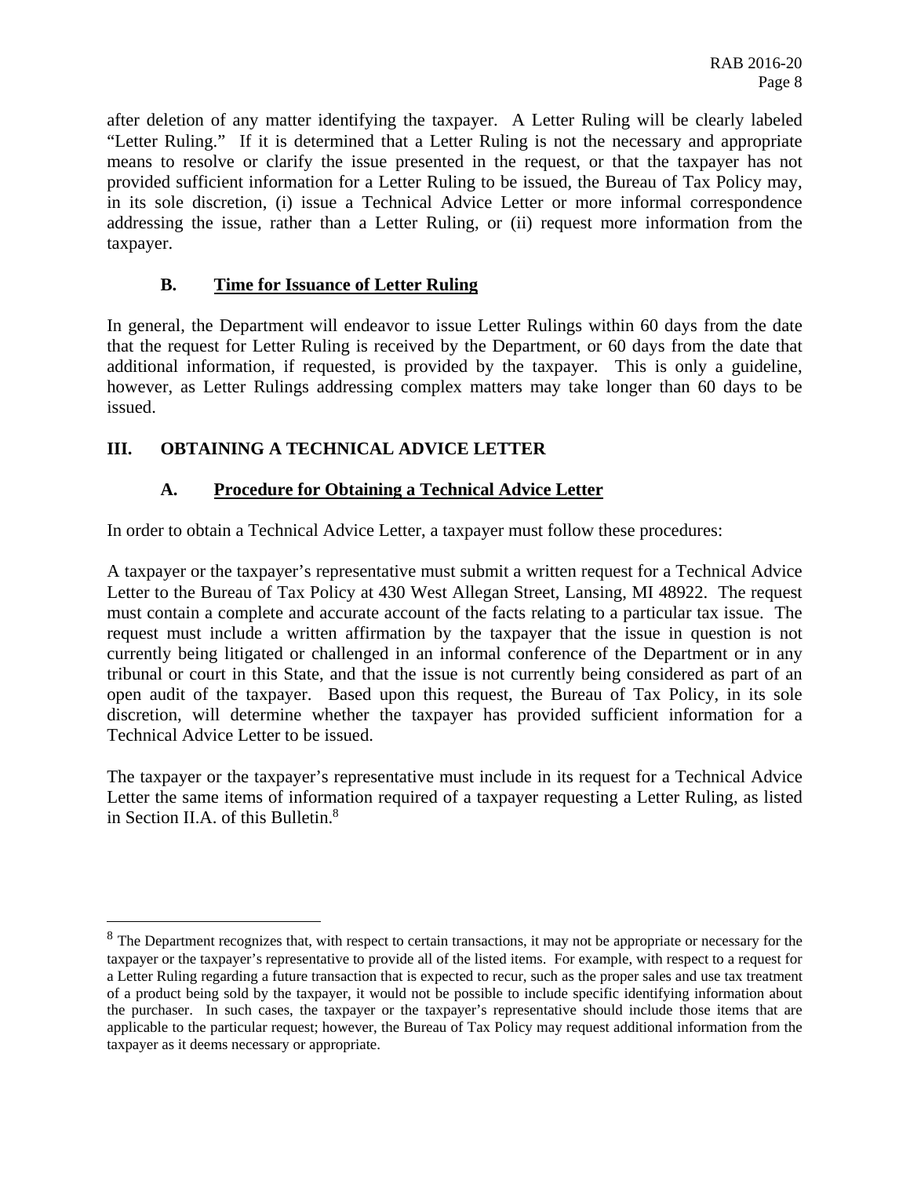after deletion of any matter identifying the taxpayer. A Letter Ruling will be clearly labeled "Letter Ruling." If it is determined that a Letter Ruling is not the necessary and appropriate means to resolve or clarify the issue presented in the request, or that the taxpayer has not provided sufficient information for a Letter Ruling to be issued, the Bureau of Tax Policy may, in its sole discretion, (i) issue a Technical Advice Letter or more informal correspondence addressing the issue, rather than a Letter Ruling, or (ii) request more information from the taxpayer.

### B. Time for Issuance of Letter Ruling

In general, the Department will endeavor to issue Letter Rulings within 60 days from the date that the request for Letter Ruling is received by the Department, or 60 days from the date that additional information, if requested, is provided by the taxpayer. This is only a guideline, however, as Letter Rulings addressing complex matters may take longer than 60 days to be issued.

## III. OBTAINING A TECHNICAL ADVICE LETTER

### A. Procedure for Obtaining a Technical Advice Letter

In order to obtain a Technical Advice Letter, a taxpayer must follow these procedures:

A taxpayer or the taxpayer's representative must submit a written request for a Technical Advice Letter to the Bureau of Tax Policy at 430 West Allegan Street, Lansing, MI 48922. The request must contain a complete and accurate account of the facts relating to a particular tax issue. The request must include a written affirmation by the taxpayer that the issue in question is not currently being litigated or challenged in an informal conference of the Department or in any tribunal or court in this State, and that the issue is not currently being considered as part of an open audit of the taxpayer. Based upon this request, the Bureau of Tax Policy, in its sole discretion, will determine whether the taxpayer has provided sufficient information for a Technical Advice Letter to be issued.

The taxpayer or the taxpayer's representative must include in its request for a Technical Advice Letter the same items of information required of a taxpayer requesting a Letter Ruling, as listed in Section II.A. of this Bulletin.[8]

---

[8] The Department recognizes that, with respect to certain transactions, it may not be appropriate or necessary for the taxpayer or the taxpayer's representative to provide all of the listed items. For example, with respect to a request for a Letter Ruling regarding a future transaction that is expected to recur, such as the proper sales and use tax treatment of a product being sold by the taxpayer, it would not be possible to include specific identifying information about the purchaser. In such cases, the taxpayer or the taxpayer's representative should include those items that are applicable to the particular request; however, the Bureau of Tax Policy may request additional information from the taxpayer as it deems necessary or appropriate.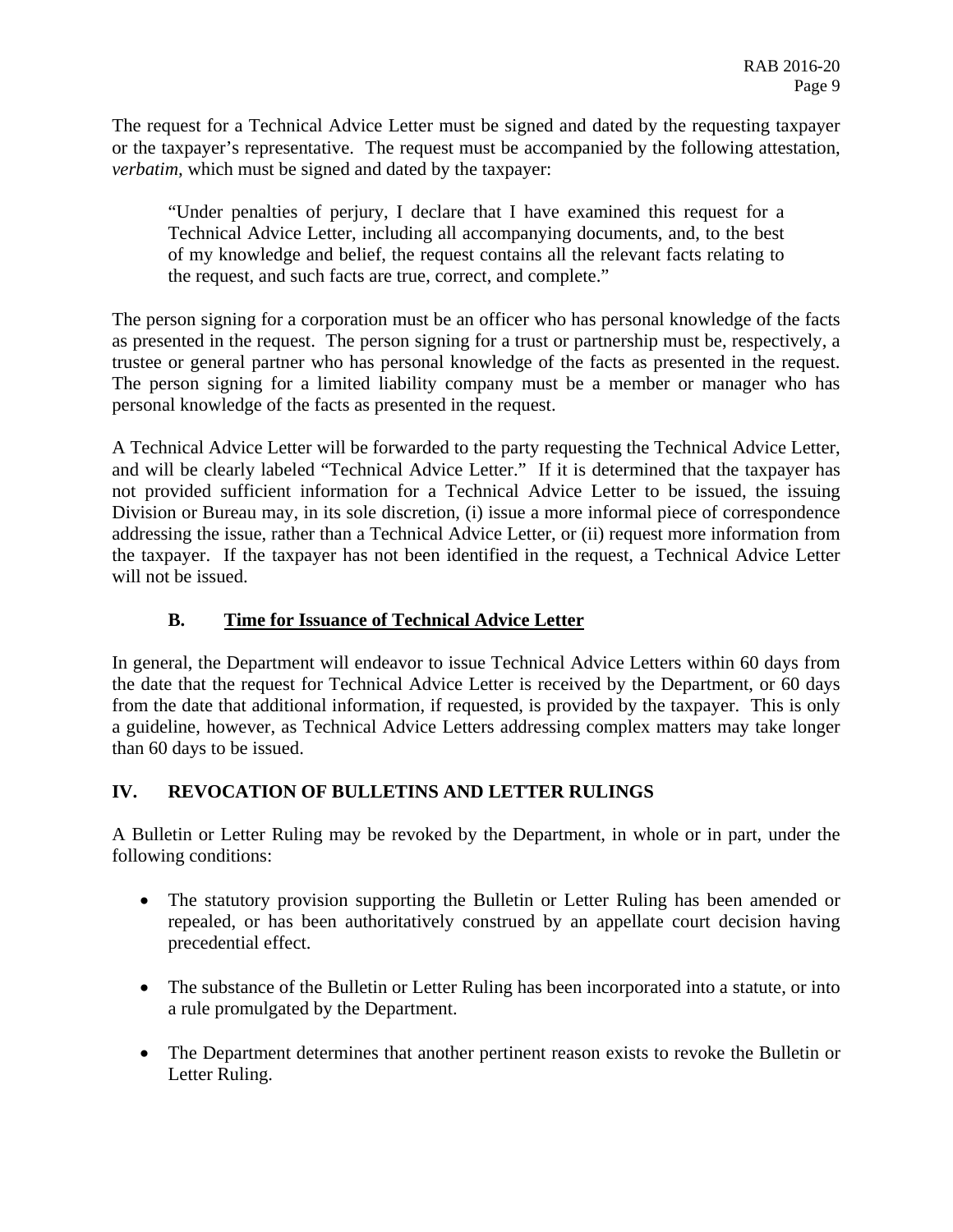The request for a Technical Advice Letter must be signed and dated by the requesting taxpayer or the taxpayer's representative. The request must be accompanied by the following attestation, *verbatim*, which must be signed and dated by the taxpayer:

> "Under penalties of perjury, I declare that I have examined this request for a Technical Advice Letter, including all accompanying documents, and, to the best of my knowledge and belief, the request contains all the relevant facts relating to the request, and such facts are true, correct, and complete."

The person signing for a corporation must be an officer who has personal knowledge of the facts as presented in the request. The person signing for a trust or partnership must be, respectively, a trustee or general partner who has personal knowledge of the facts as presented in the request. The person signing for a limited liability company must be a member or manager who has personal knowledge of the facts as presented in the request.

A Technical Advice Letter will be forwarded to the party requesting the Technical Advice Letter, and will be clearly labeled "Technical Advice Letter." If it is determined that the taxpayer has not provided sufficient information for a Technical Advice Letter to be issued, the issuing Division or Bureau may, in its sole discretion, (i) issue a more informal piece of correspondence addressing the issue, rather than a Technical Advice Letter, or (ii) request more information from the taxpayer. If the taxpayer has not been identified in the request, a Technical Advice Letter will not be issued.

### B. <u>Time for Issuance of Technical Advice Letter</u>

In general, the Department will endeavor to issue Technical Advice Letters within 60 days from the date that the request for Technical Advice Letter is received by the Department, or 60 days from the date that additional information, if requested, is provided by the taxpayer. This is only a guideline, however, as Technical Advice Letters addressing complex matters may take longer than 60 days to be issued.

## IV. REVOCATION OF BULLETINS AND LETTER RULINGS

A Bulletin or Letter Ruling may be revoked by the Department, in whole or in part, under the following conditions:

- The statutory provision supporting the Bulletin or Letter Ruling has been amended or repealed, or has been authoritatively construed by an appellate court decision having precedential effect.
- The substance of the Bulletin or Letter Ruling has been incorporated into a statute, or into a rule promulgated by the Department.
- The Department determines that another pertinent reason exists to revoke the Bulletin or Letter Ruling.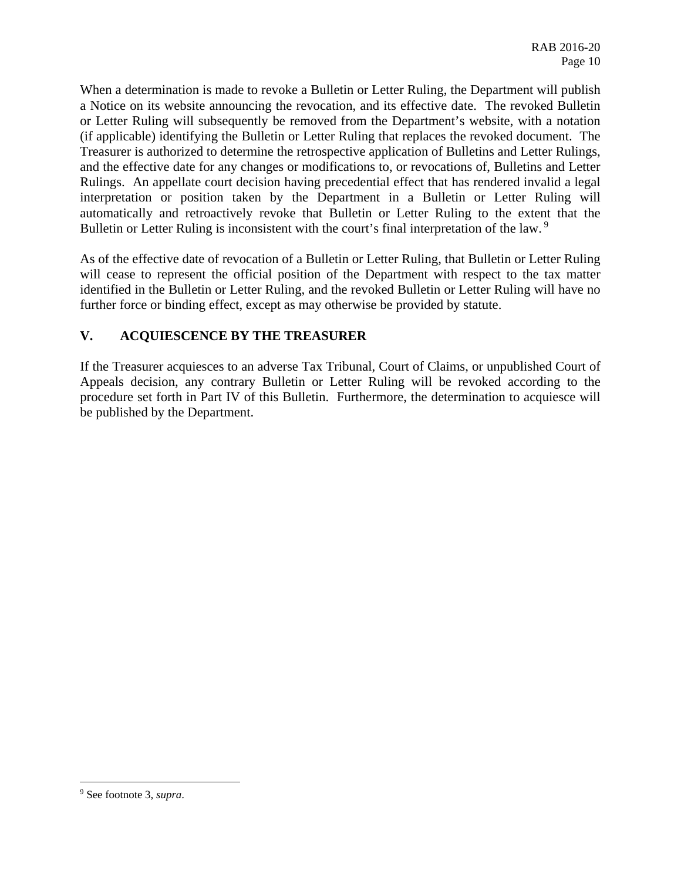When a determination is made to revoke a Bulletin or Letter Ruling, the Department will publish a Notice on its website announcing the revocation, and its effective date. The revoked Bulletin or Letter Ruling will subsequently be removed from the Department's website, with a notation (if applicable) identifying the Bulletin or Letter Ruling that replaces the revoked document. The Treasurer is authorized to determine the retrospective application of Bulletins and Letter Rulings, and the effective date for any changes or modifications to, or revocations of, Bulletins and Letter Rulings. An appellate court decision having precedential effect that has rendered invalid a legal interpretation or position taken by the Department in a Bulletin or Letter Ruling will automatically and retroactively revoke that Bulletin or Letter Ruling to the extent that the Bulletin or Letter Ruling is inconsistent with the court's final interpretation of the law. [9]

As of the effective date of revocation of a Bulletin or Letter Ruling, that Bulletin or Letter Ruling will cease to represent the official position of the Department with respect to the tax matter identified in the Bulletin or Letter Ruling, and the revoked Bulletin or Letter Ruling will have no further force or binding effect, except as may otherwise be provided by statute.

## V. ACQUIESCENCE BY THE TREASURER

If the Treasurer acquiesces to an adverse Tax Tribunal, Court of Claims, or unpublished Court of Appeals decision, any contrary Bulletin or Letter Ruling will be revoked according to the procedure set forth in Part IV of this Bulletin. Furthermore, the determination to acquiesce will be published by the Department.

---

[9] See footnote 3, *supra*.